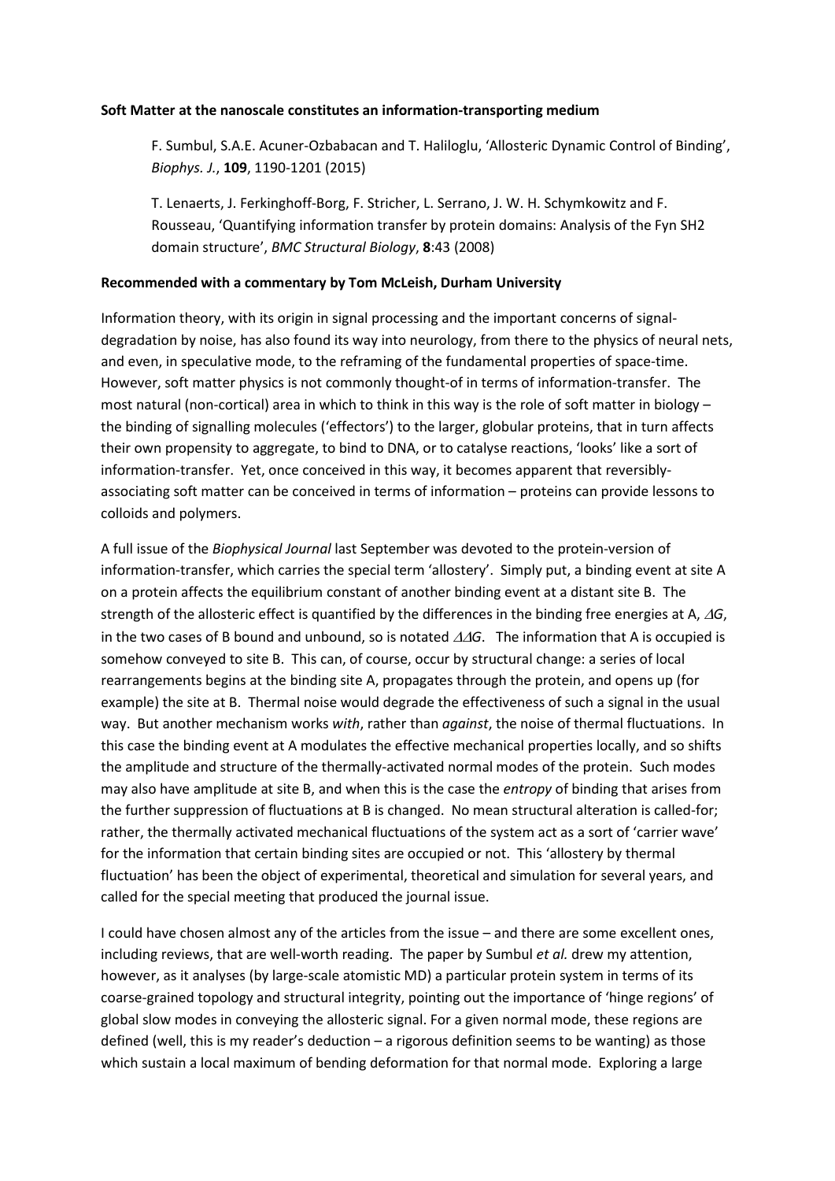**Soft Matter at the nanoscale constitutes an information-transporting medium**

> F. Sumbul, S.A.E. Acuner-Ozbabacan and T. Haliloglu, 'Allosteric Dynamic Control of Binding', *Biophys. J.*, **109**, 1190-1201 (2015)
>
> T. Lenaerts, J. Ferkinghoff-Borg, F. Stricher, L. Serrano, J. W. H. Schymkowitz and F. Rousseau, 'Quantifying information transfer by protein domains: Analysis of the Fyn SH2 domain structure', *BMC Structural Biology*, **8**:43 (2008)

**Recommended with a commentary by Tom McLeish, Durham University**

Information theory, with its origin in signal processing and the important concerns of signal-degradation by noise, has also found its way into neurology, from there to the physics of neural nets, and even, in speculative mode, to the reframing of the fundamental properties of space-time. However, soft matter physics is not commonly thought-of in terms of information-transfer. The most natural (non-cortical) area in which to think in this way is the role of soft matter in biology – the binding of signalling molecules ('effectors') to the larger, globular proteins, that in turn affects their own propensity to aggregate, to bind to DNA, or to catalyse reactions, 'looks' like a sort of information-transfer. Yet, once conceived in this way, it becomes apparent that reversibly-associating soft matter can be conceived in terms of information – proteins can provide lessons to colloids and polymers.

A full issue of the *Biophysical Journal* last September was devoted to the protein-version of information-transfer, which carries the special term 'allostery'. Simply put, a binding event at site A on a protein affects the equilibrium constant of another binding event at a distant site B. The strength of the allosteric effect is quantified by the differences in the binding free energies at A, $\Delta G$, in the two cases of B bound and unbound, so is notated $\Delta\Delta G$. The information that A is occupied is somehow conveyed to site B. This can, of course, occur by structural change: a series of local rearrangements begins at the binding site A, propagates through the protein, and opens up (for example) the site at B. Thermal noise would degrade the effectiveness of such a signal in the usual way. But another mechanism works *with*, rather than *against*, the noise of thermal fluctuations. In this case the binding event at A modulates the effective mechanical properties locally, and so shifts the amplitude and structure of the thermally-activated normal modes of the protein. Such modes may also have amplitude at site B, and when this is the case the *entropy* of binding that arises from the further suppression of fluctuations at B is changed. No mean structural alteration is called-for; rather, the thermally activated mechanical fluctuations of the system act as a sort of 'carrier wave' for the information that certain binding sites are occupied or not. This 'allostery by thermal fluctuation' has been the object of experimental, theoretical and simulation for several years, and called for the special meeting that produced the journal issue.

I could have chosen almost any of the articles from the issue – and there are some excellent ones, including reviews, that are well-worth reading. The paper by Sumbul *et al.* drew my attention, however, as it analyses (by large-scale atomistic MD) a particular protein system in terms of its coarse-grained topology and structural integrity, pointing out the importance of 'hinge regions' of global slow modes in conveying the allosteric signal. For a given normal mode, these regions are defined (well, this is my reader's deduction – a rigorous definition seems to be wanting) as those which sustain a local maximum of bending deformation for that normal mode. Exploring a large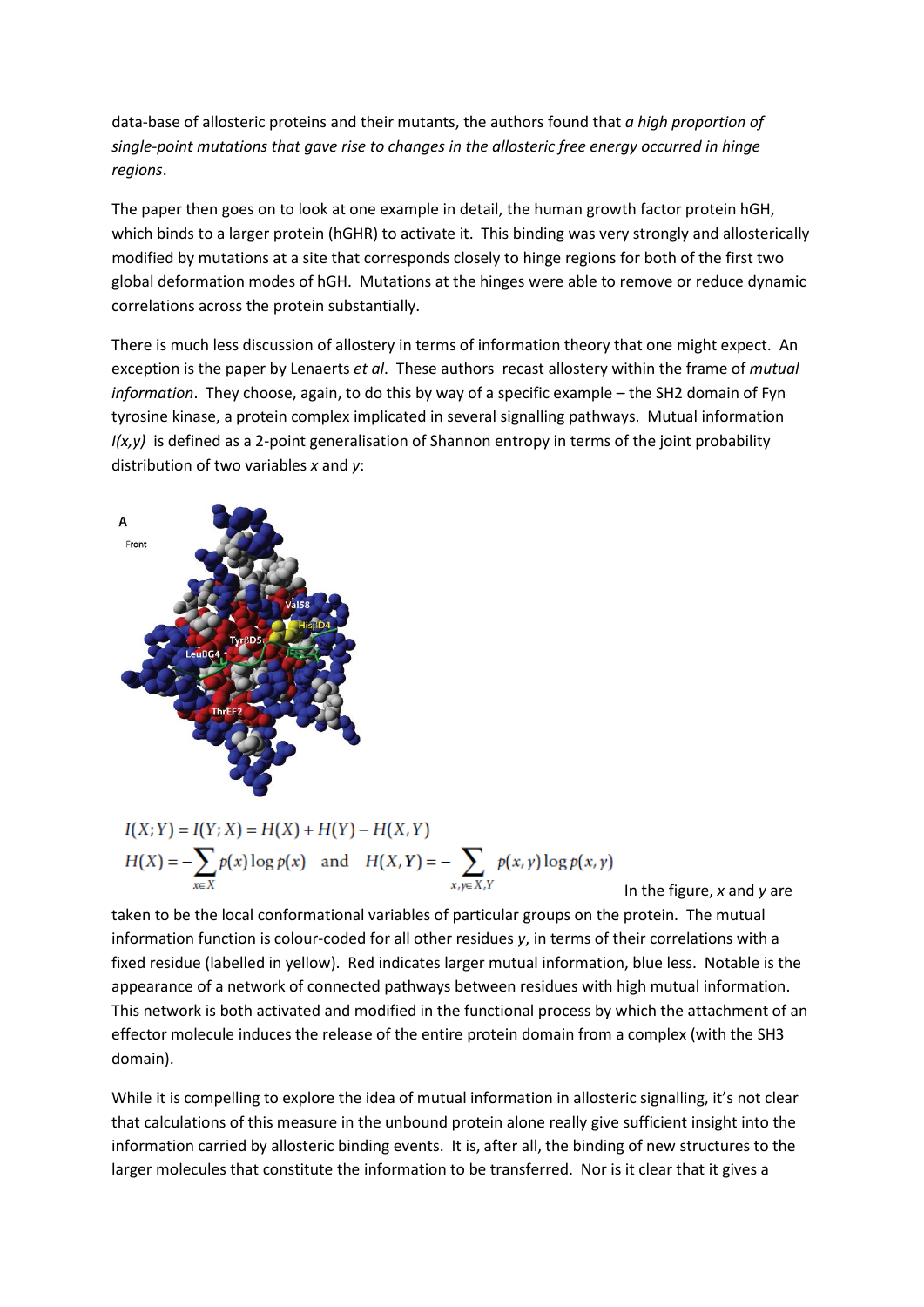data-base of allosteric proteins and their mutants, the authors found that *a high proportion of single-point mutations that gave rise to changes in the allosteric free energy occurred in hinge regions*.

The paper then goes on to look at one example in detail, the human growth factor protein hGH, which binds to a larger protein (hGHR) to activate it. This binding was very strongly and allosterically modified by mutations at a site that corresponds closely to hinge regions for both of the first two global deformation modes of hGH. Mutations at the hinges were able to remove or reduce dynamic correlations across the protein substantially.

There is much less discussion of allostery in terms of information theory that one might expect. An exception is the paper by Lenaerts *et al*. These authors recast allostery within the frame of *mutual information*. They choose, again, to do this by way of a specific example – the SH2 domain of Fyn tyrosine kinase, a protein complex implicated in several signalling pathways. Mutual information $I(x,y)$ is defined as a 2-point generalisation of Shannon entropy in terms of the joint probability distribution of two variables $x$ and $y$:

$$I(X;Y) = I(Y;X) = H(X) + H(Y) - H(X,Y)$$

$$H(X) = -\sum_{x \in X} p(x) \log p(x) \quad \text{and} \quad H(X,Y) = -\sum_{x,y \in X,Y} p(x,y) \log p(x,y)$$

In the figure, $x$ and $y$ are taken to be the local conformational variables of particular groups on the protein. The mutual information function is colour-coded for all other residues $y$, in terms of their correlations with a fixed residue (labelled in yellow). Red indicates larger mutual information, blue less. Notable is the appearance of a network of connected pathways between residues with high mutual information. This network is both activated and modified in the functional process by which the attachment of an effector molecule induces the release of the entire protein domain from a complex (with the SH3 domain).

While it is compelling to explore the idea of mutual information in allosteric signalling, it's not clear that calculations of this measure in the unbound protein alone really give sufficient insight into the information carried by allosteric binding events. It is, after all, the binding of new structures to the larger molecules that constitute the information to be transferred. Nor is it clear that it gives a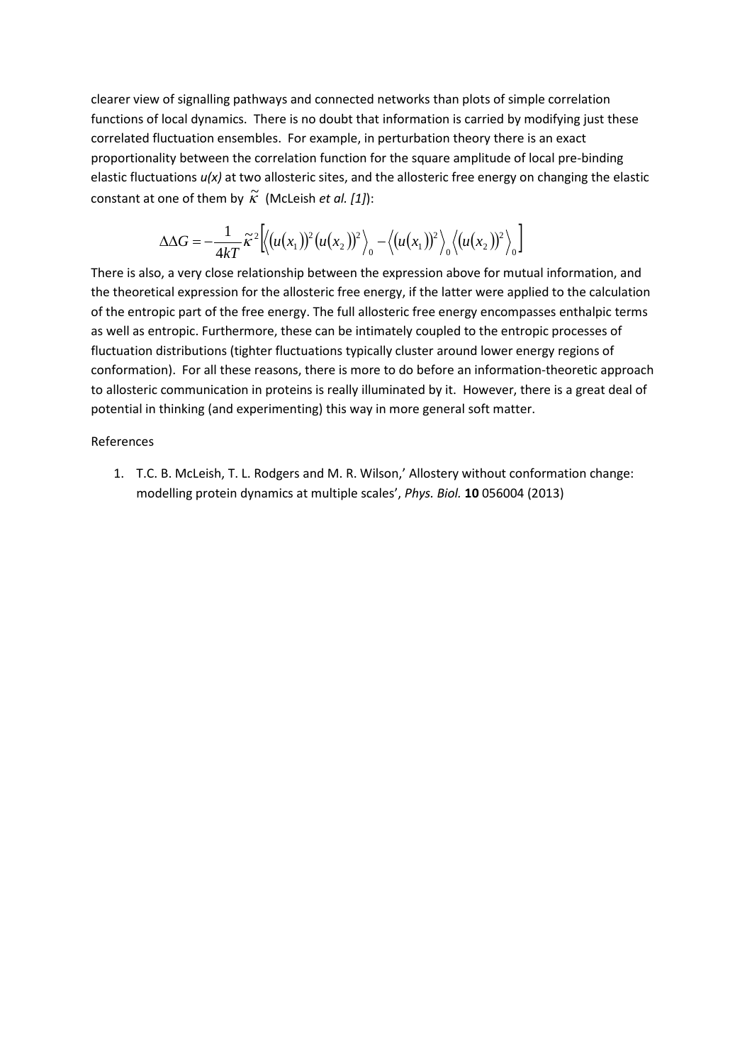clearer view of signalling pathways and connected networks than plots of simple correlation functions of local dynamics. There is no doubt that information is carried by modifying just these correlated fluctuation ensembles. For example, in perturbation theory there is an exact proportionality between the correlation function for the square amplitude of local pre-binding elastic fluctuations *u(x)* at two allosteric sites, and the allosteric free energy on changing the elastic constant at one of them by $\tilde{\kappa}$ (McLeish *et al. [1]*):

$$\Delta\Delta G = -\frac{1}{4kT}\tilde{\kappa}^2\left[\left\langle (u(x_1))^2 (u(x_2))^2 \right\rangle_0 - \left\langle (u(x_1))^2 \right\rangle_0 \left\langle (u(x_2))^2 \right\rangle_0\right]$$

There is also, a very close relationship between the expression above for mutual information, and the theoretical expression for the allosteric free energy, if the latter were applied to the calculation of the entropic part of the free energy. The full allosteric free energy encompasses enthalpic terms as well as entropic. Furthermore, these can be intimately coupled to the entropic processes of fluctuation distributions (tighter fluctuations typically cluster around lower energy regions of conformation). For all these reasons, there is more to do before an information-theoretic approach to allosteric communication in proteins is really illuminated by it. However, there is a great deal of potential in thinking (and experimenting) this way in more general soft matter.

References

1. T.C. B. McLeish, T. L. Rodgers and M. R. Wilson,' Allostery without conformation change: modelling protein dynamics at multiple scales', *Phys. Biol.* **10** 056004 (2013)